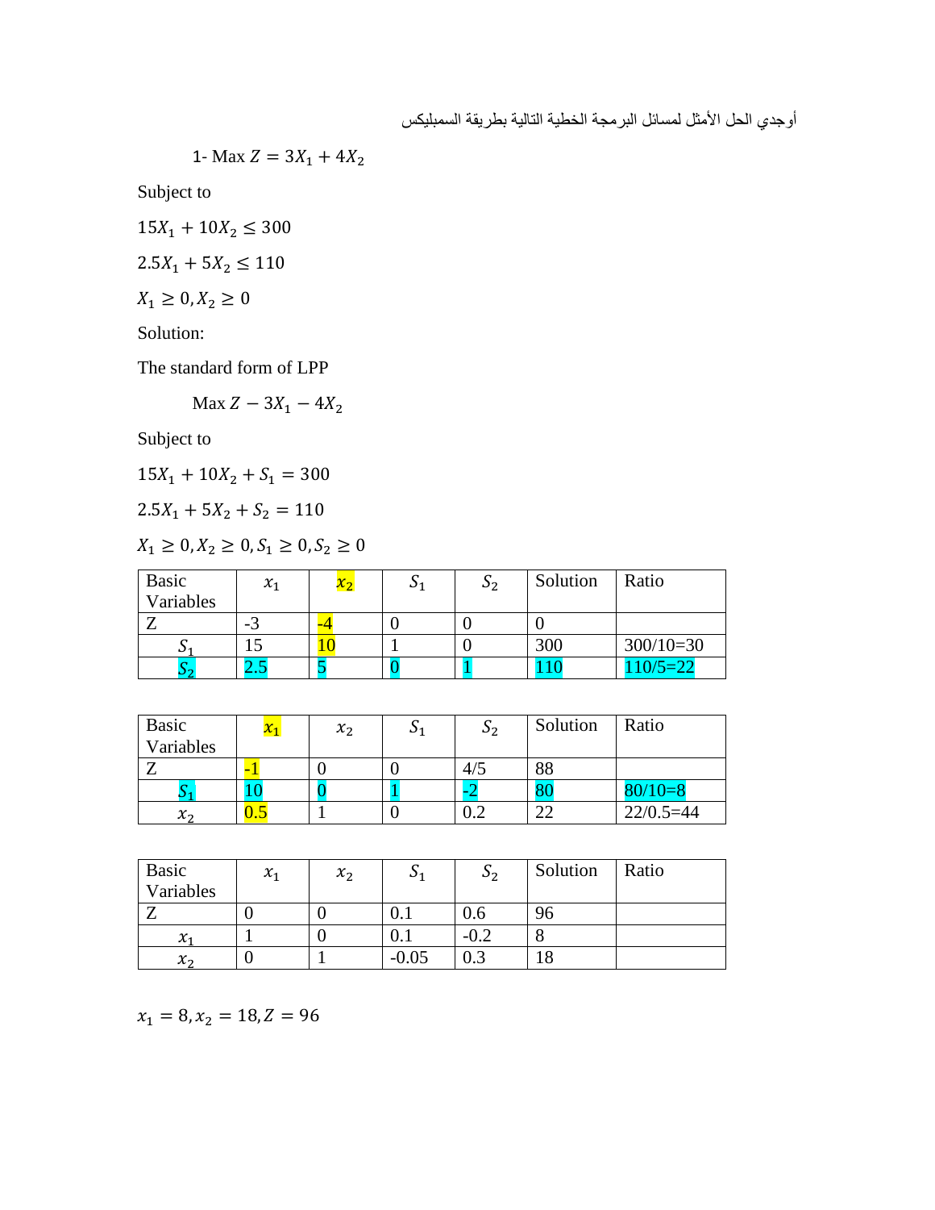أوجدي الحل الأمثل لمسائل البرمجة الخطية التالية بطريقة السمبليكس

1- Max $Z = 3X_1 + 4X_2$

Subject to

$15X_1 + 10X_2 \leq 300$

$2.5X_1 + 5X_2 \leq 110$

$X_1 \geq 0, X_2 \geq 0$

Solution:

The standard form of LPP

Max $Z - 3X_1 - 4X_2$

Subject to

$15X_1 + 10X_2 + S_1 = 300$

$2.5X_1 + 5X_2 + S_2 = 110$

$X_1 \geq 0, X_2 \geq 0, S_1 \geq 0, S_2 \geq 0$

| Basic Variables | $x_1$ | $x_2$ | $S_1$ | $S_2$ | Solution | Ratio |
|---|---|---|---|---|---|---|
| Z | -3 | -4 | 0 | 0 | 0 | |
| $S_1$ | 15 | 10 | 1 | 0 | 300 | 300/10=30 |
| $S_2$ | 2.5 | 5 | 0 | 1 | 110 | 110/5=22 |

| Basic Variables | $x_1$ | $x_2$ | $S_1$ | $S_2$ | Solution | Ratio |
|---|---|---|---|---|---|---|
| Z | -1 | 0 | 0 | 4/5 | 88 | |
| $S_1$ | 10 | 0 | 1 | -2 | 80 | 80/10=8 |
| $x_2$ | 0.5 | 1 | 0 | 0.2 | 22 | 22/0.5=44 |

| Basic Variables | $x_1$ | $x_2$ | $S_1$ | $S_2$ | Solution | Ratio |
|---|---|---|---|---|---|---|
| Z | 0 | 0 | 0.1 | 0.6 | 96 | |
| $x_1$ | 1 | 0 | 0.1 | -0.2 | 8 | |
| $x_2$ | 0 | 1 | -0.05 | 0.3 | 18 | |

$x_1 = 8, x_2 = 18, Z = 96$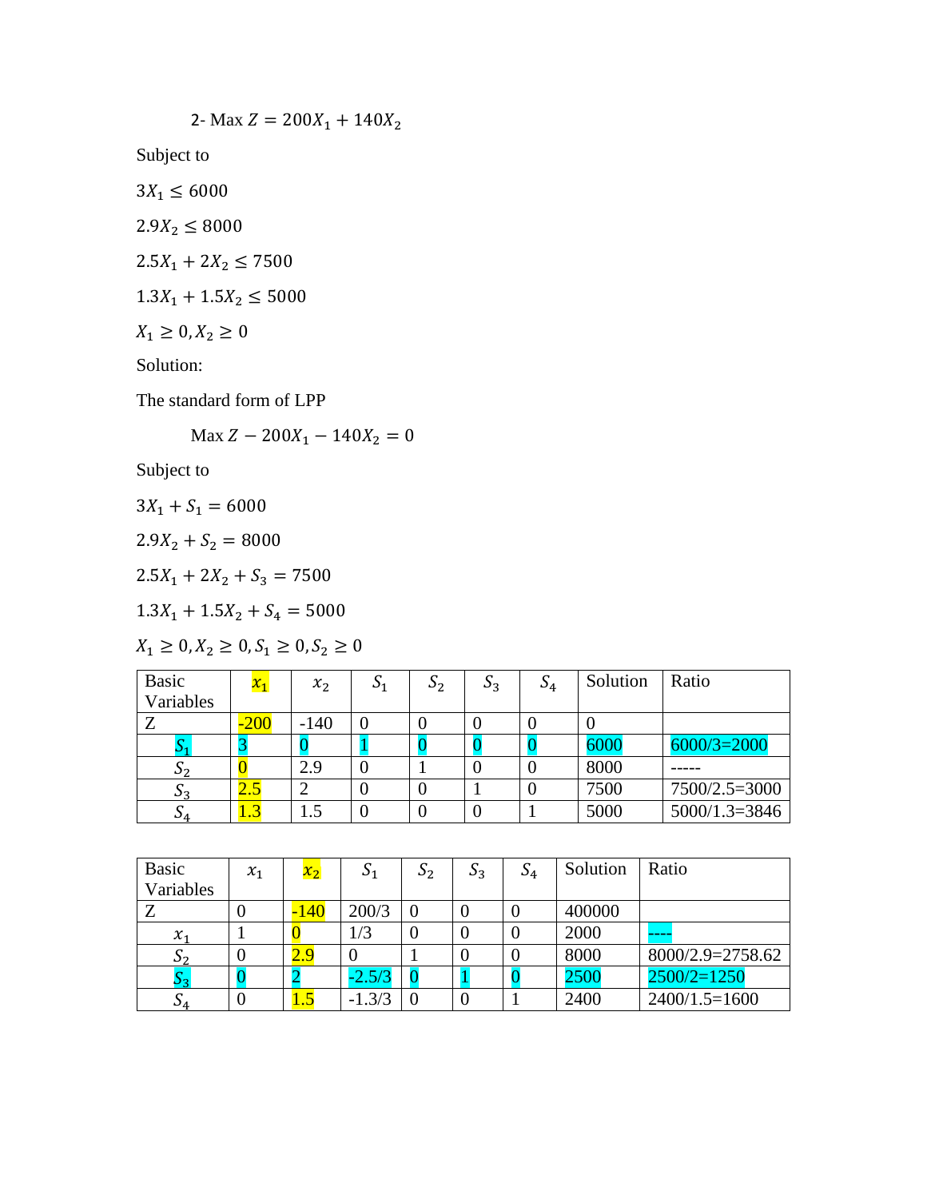2- Max $Z = 200X_1 + 140X_2$

Subject to

$3X_1 \leq 6000$

$2.9X_2 \leq 8000$

$2.5X_1 + 2X_2 \leq 7500$

$1.3X_1 + 1.5X_2 \leq 5000$

$X_1 \geq 0, X_2 \geq 0$

Solution:

The standard form of LPP

Max $Z - 200X_1 - 140X_2 = 0$

Subject to

$3X_1 + S_1 = 6000$

$2.9X_2 + S_2 = 8000$

$2.5X_1 + 2X_2 + S_3 = 7500$

$1.3X_1 + 1.5X_2 + S_4 = 5000$

$X_1 \geq 0, X_2 \geq 0, S_1 \geq 0, S_2 \geq 0$

| Basic Variables | $x_1$ | $x_2$ | $S_1$ | $S_2$ | $S_3$ | $S_4$ | Solution | Ratio |
|---|---|---|---|---|---|---|---|---|
| Z | -200 | -140 | 0 | 0 | 0 | 0 | 0 | |
| $S_1$ | 3 | 0 | 1 | 0 | 0 | 0 | 6000 | 6000/3=2000 |
| $S_2$ | 0 | 2.9 | 0 | 1 | 0 | 0 | 8000 | ----- |
| $S_3$ | 2.5 | 2 | 0 | 0 | 1 | 0 | 7500 | 7500/2.5=3000 |
| $S_4$ | 1.3 | 1.5 | 0 | 0 | 0 | 1 | 5000 | 5000/1.3=3846 |

| Basic Variables | $x_1$ | $x_2$ | $S_1$ | $S_2$ | $S_3$ | $S_4$ | Solution | Ratio |
|---|---|---|---|---|---|---|---|---|
| Z | 0 | -140 | 200/3 | 0 | 0 | 0 | 400000 | |
| $x_1$ | 1 | 0 | 1/3 | 0 | 0 | 0 | 2000 | ---- |
| $S_2$ | 0 | 2.9 | 0 | 1 | 0 | 0 | 8000 | 8000/2.9=2758.62 |
| $S_3$ | 0 | 2 | -2.5/3 | 0 | 1 | 0 | 2500 | 2500/2=1250 |
| $S_4$ | 0 | 1.5 | -1.3/3 | 0 | 0 | 1 | 2400 | 2400/1.5=1600 |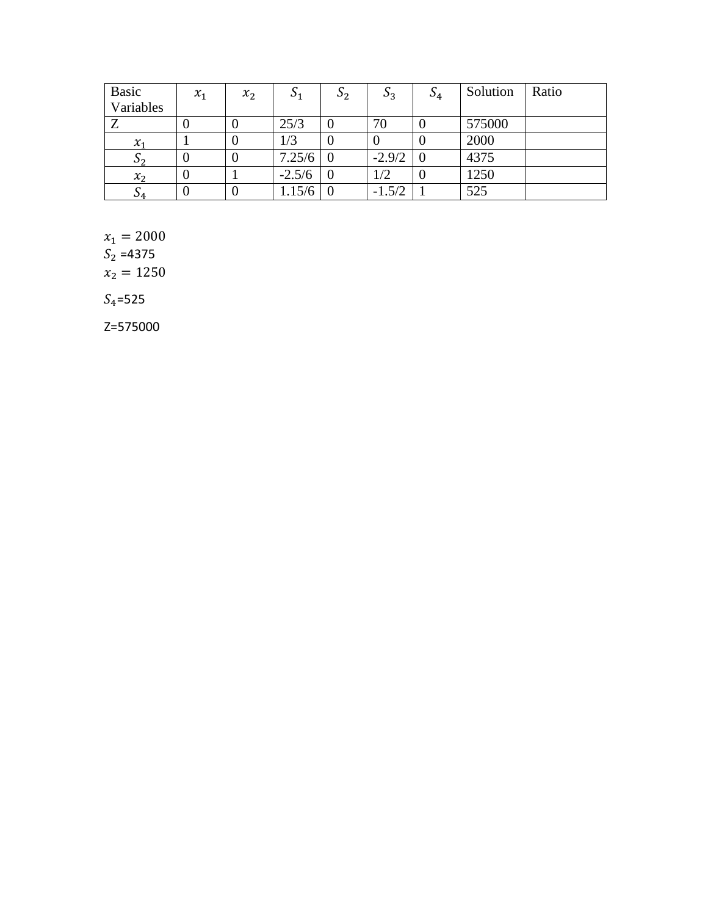| Basic Variables | $x_1$ | $x_2$ | $S_1$ | $S_2$ | $S_3$ | $S_4$ | Solution | Ratio |
|---|---|---|---|---|---|---|---|---|
| Z | 0 | 0 | 25/3 | 0 | 70 | 0 | 575000 | |
| $x_1$ | 1 | 0 | 1/3 | 0 | 0 | 0 | 2000 | |
| $S_2$ | 0 | 0 | 7.25/6 | 0 | -2.9/2 | 0 | 4375 | |
| $x_2$ | 0 | 1 | -2.5/6 | 0 | 1/2 | 0 | 1250 | |
| $S_4$ | 0 | 0 | 1.15/6 | 0 | -1.5/2 | 1 | 525 | |

$x_1 = 2000$
$S_2$ =4375
$x_2 = 1250$

$S_4$=525

Z=575000